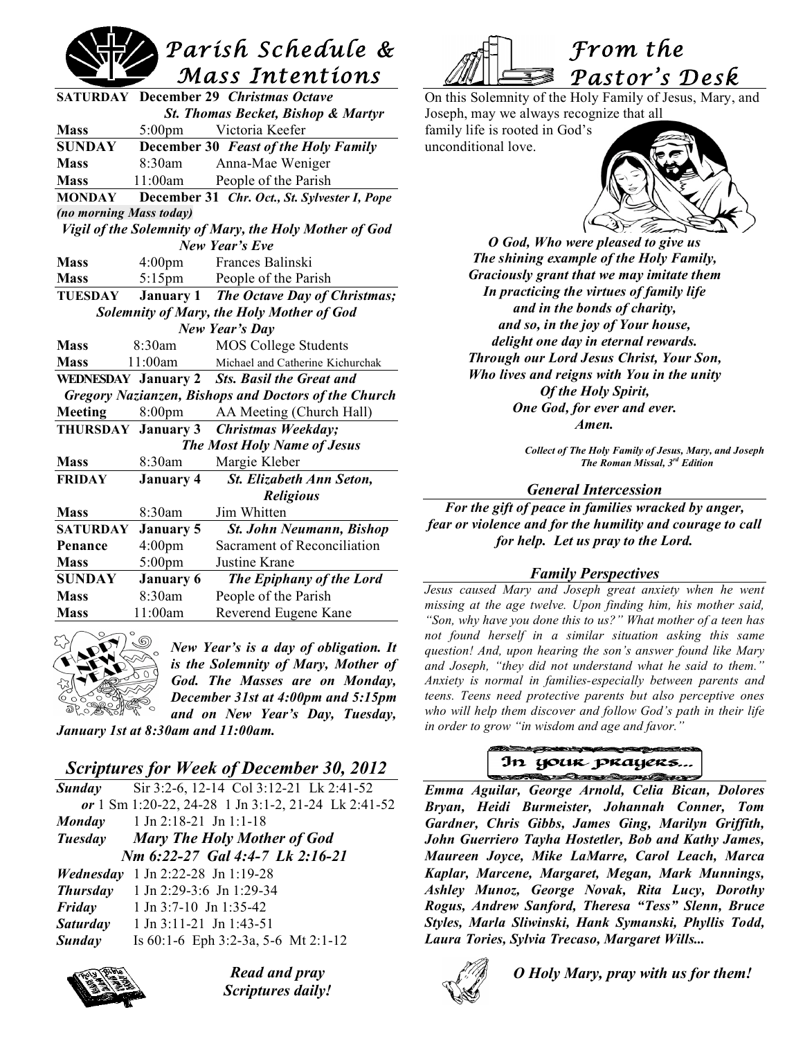# Parish Schedule & Mass Intentions

| | | |
|---|---|---|
| **SATURDAY** | **December 29** | ***Christmas Octave*** |
| | | ***St. Thomas Becket, Bishop & Martyr*** |
| **Mass** | 5:00pm | Victoria Keefer |
| **SUNDAY** | **December 30** | ***Feast of the Holy Family*** |
| **Mass** | 8:30am | Anna-Mae Weniger |
| **Mass** | 11:00am | People of the Parish |
| **MONDAY** | **December 31** | ***Chr. Oct., St. Sylvester I, Pope*** |
| ***(no morning Mass today)*** | | |
| ***Vigil of the Solemnity of Mary, the Holy Mother of God*** | | |
| ***New Year's Eve*** | | |
| **Mass** | 4:00pm | Frances Balinski |
| **Mass** | 5:15pm | People of the Parish |
| **TUESDAY** | **January 1** | ***The Octave Day of Christmas;*** |
| ***Solemnity of Mary, the Holy Mother of God*** | | |
| ***New Year's Day*** | | |
| **Mass** | 8:30am | MOS College Students |
| **Mass** | 11:00am | Michael and Catherine Kichurchak |
| **WEDNESDAY** | **January 2** | ***Sts. Basil the Great and*** |
| ***Gregory Nazianzen, Bishops and Doctors of the Church*** | | |
| **Meeting** | 8:00pm | AA Meeting (Church Hall) |
| **THURSDAY** | **January 3** | ***Christmas Weekday;*** |
| | | ***The Most Holy Name of Jesus*** |
| **Mass** | 8:30am | Margie Kleber |
| **FRIDAY** | **January 4** | ***St. Elizabeth Ann Seton, Religious*** |
| **Mass** | 8:30am | Jim Whitten |
| **SATURDAY** | **January 5** | ***St. John Neumann, Bishop*** |
| **Penance** | 4:00pm | Sacrament of Reconciliation |
| **Mass** | 5:00pm | Justine Krane |
| **SUNDAY** | **January 6** | ***The Epiphany of the Lord*** |
| **Mass** | 8:30am | People of the Parish |
| **Mass** | 11:00am | Reverend Eugene Kane |

***New Year's is a day of obligation. It is the Solemnity of Mary, Mother of God. The Masses are on Monday, December 31st at 4:00pm and 5:15pm and on New Year's Day, Tuesday, January 1st at 8:30am and 11:00am.***

## *Scriptures for Week of December 30, 2012*

| | |
|---|---|
| ***Sunday*** | Sir 3:2-6, 12-14 Col 3:12-21 Lk 2:41-52 *or* 1 Sm 1:20-22, 24-28 1 Jn 3:1-2, 21-24 Lk 2:41-52 |
| ***Monday*** | 1 Jn 2:18-21 Jn 1:1-18 |
| ***Tuesday*** | ***Mary The Holy Mother of God*** *Nm 6:22-27 Gal 4:4-7 Lk 2:16-21* |
| ***Wednesday*** | 1 Jn 2:22-28 Jn 1:19-28 |
| ***Thursday*** | 1 Jn 2:29-3:6 Jn 1:29-34 |
| ***Friday*** | 1 Jn 3:7-10 Jn 1:35-42 |
| ***Saturday*** | 1 Jn 3:11-21 Jn 1:43-51 |
| ***Sunday*** | Is 60:1-6 Eph 3:2-3a, 5-6 Mt 2:1-12 |

***Read and pray Scriptures daily!***

# From the Pastor's Desk

On this Solemnity of the Holy Family of Jesus, Mary, and Joseph, may we always recognize that all family life is rooted in God's unconditional love.

***O God, Who were pleased to give us***
***The shining example of the Holy Family,***
***Graciously grant that we may imitate them***
***In practicing the virtues of family life***
***and in the bonds of charity,***
***and so, in the joy of Your house,***
***delight one day in eternal rewards.***
***Through our Lord Jesus Christ, Your Son,***
***Who lives and reigns with You in the unity***
***Of the Holy Spirit,***
***One God, for ever and ever.***
***Amen.***

***Collect of The Holy Family of Jesus, Mary, and Joseph***
***The Roman Missal, 3rd Edition***

### *General Intercession*

***For the gift of peace in families wracked by anger, fear or violence and for the humility and courage to call for help. Let us pray to the Lord.***

### *Family Perspectives*

*Jesus caused Mary and Joseph great anxiety when he went missing at the age twelve. Upon finding him, his mother said, "Son, why have you done this to us?" What mother of a teen has not found herself in a similar situation asking this same question! And, upon hearing the son's answer found like Mary and Joseph, "they did not understand what he said to them." Anxiety is normal in families-especially between parents and teens. Teens need protective parents but also perceptive ones who will help them discover and follow God's path in their life in order to grow "in wisdom and age and favor."*

### In your prayers...

***Emma Aguilar, George Arnold, Celia Bican, Dolores Bryan, Heidi Burmeister, Johannah Conner, Tom Gardner, Chris Gibbs, James Ging, Marilyn Griffith, John Guerriero Tayha Hostetler, Bob and Kathy James, Maureen Joyce, Mike LaMarre, Carol Leach, Marca Kaplar, Marcene, Margaret, Megan, Mark Munnings, Ashley Munoz, George Novak, Rita Lucy, Dorothy Rogus, Andrew Sanford, Theresa "Tess" Slenn, Bruce Styles, Marla Sliwinski, Hank Symanski, Phyllis Todd, Laura Tories, Sylvia Trecaso, Margaret Wills...***

***O Holy Mary, pray with us for them!***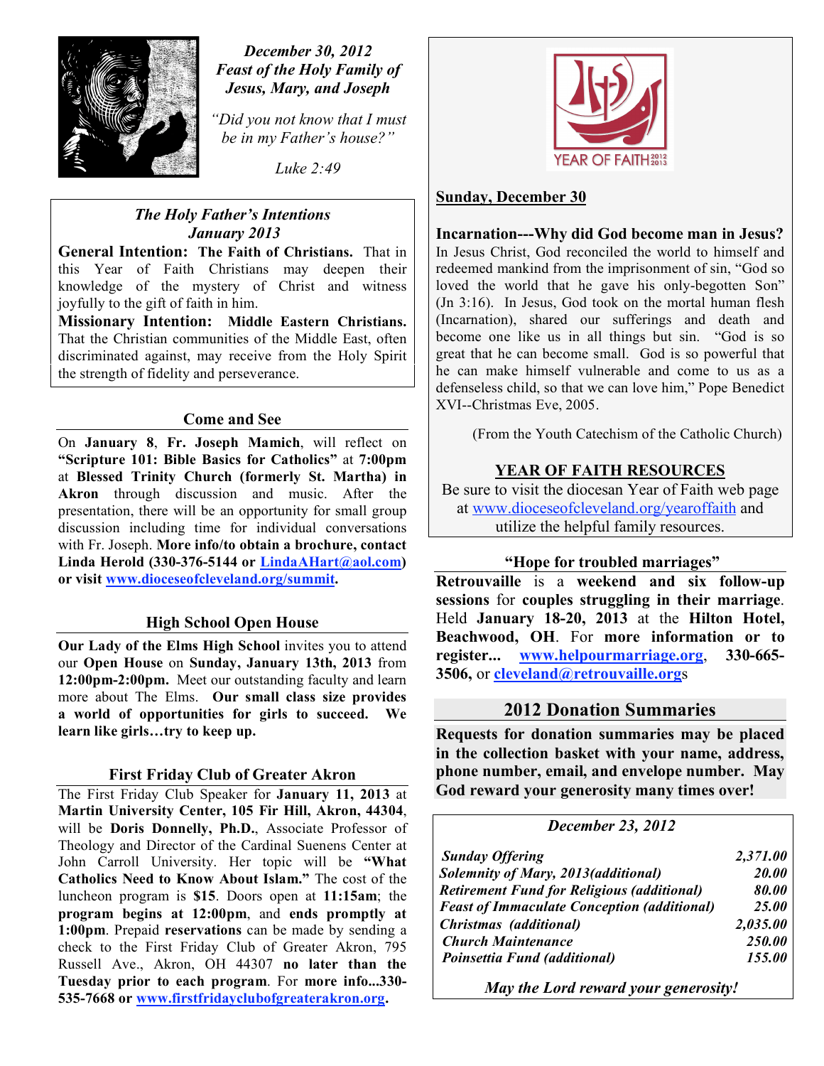*December 30, 2012*
*Feast of the Holy Family of Jesus, Mary, and Joseph*

*"Did you not know that I must be in my Father's house?"*

*Luke 2:49*

### *The Holy Father's Intentions January 2013*

**General Intention: The Faith of Christians.** That in this Year of Faith Christians may deepen their knowledge of the mystery of Christ and witness joyfully to the gift of faith in him.

**Missionary Intention: Middle Eastern Christians.** That the Christian communities of the Middle East, often discriminated against, may receive from the Holy Spirit the strength of fidelity and perseverance.

### Come and See

On **January 8**, **Fr. Joseph Mamich**, will reflect on **"Scripture 101: Bible Basics for Catholics"** at **7:00pm** at **Blessed Trinity Church (formerly St. Martha) in Akron** through discussion and music. After the presentation, there will be an opportunity for small group discussion including time for individual conversations with Fr. Joseph. **More info/to obtain a brochure, contact Linda Herold (330-376-5144 or LindaAHart@aol.com) or visit www.dioceseofcleveland.org/summit.**

### High School Open House

**Our Lady of the Elms High School** invites you to attend our **Open House** on **Sunday, January 13th, 2013** from **12:00pm-2:00pm.** Meet our outstanding faculty and learn more about The Elms. **Our small class size provides a world of opportunities for girls to succeed. We learn like girls…try to keep up.**

### First Friday Club of Greater Akron

The First Friday Club Speaker for **January 11, 2013** at **Martin University Center, 105 Fir Hill, Akron, 44304**, will be **Doris Donnelly, Ph.D.**, Associate Professor of Theology and Director of the Cardinal Suenens Center at John Carroll University. Her topic will be **"What Catholics Need to Know About Islam."** The cost of the luncheon program is **$15**. Doors open at **11:15am**; the **program begins at 12:00pm**, and **ends promptly at 1:00pm**. Prepaid **reservations** can be made by sending a check to the First Friday Club of Greater Akron, 795 Russell Ave., Akron, OH 44307 **no later than the Tuesday prior to each program**. For **more info...330-535-7668 or www.firstfridayclubofgreaterakron.org.**

YEAR OF FAITH 2012 2013

**Sunday, December 30**

**Incarnation---Why did God become man in Jesus?**
In Jesus Christ, God reconciled the world to himself and redeemed mankind from the imprisonment of sin, "God so loved the world that he gave his only-begotten Son" (Jn 3:16). In Jesus, God took on the mortal human flesh (Incarnation), shared our sufferings and death and become one like us in all things but sin. "God is so great that he can become small. God is so powerful that he can make himself vulnerable and come to us as a defenseless child, so that we can love him," Pope Benedict XVI--Christmas Eve, 2005.

(From the Youth Catechism of the Catholic Church)

### YEAR OF FAITH RESOURCES

Be sure to visit the diocesan Year of Faith web page at www.dioceseofcleveland.org/yearoffaith and utilize the helpful family resources.

### "Hope for troubled marriages"

**Retrouvaille** is a **weekend and six follow-up sessions** for **couples struggling in their marriage**. Held **January 18-20, 2013** at the **Hilton Hotel, Beachwood, OH**. For **more information or to register... www.helpourmarriage.org, 330-665-3506,** or **cleveland@retrouvaille.org**s

### 2012 Donation Summaries

**Requests for donation summaries may be placed in the collection basket with your name, address, phone number, email, and envelope number. May God reward your generosity many times over!**

*December 23, 2012*

| | |
|---|---|
| *Sunday Offering* | *2,371.00* |
| *Solemnity of Mary, 2013(additional)* | *20.00* |
| *Retirement Fund for Religious (additional)* | *80.00* |
| *Feast of Immaculate Conception (additional)* | *25.00* |
| *Christmas (additional)* | *2,035.00* |
| *Church Maintenance* | *250.00* |
| *Poinsettia Fund (additional)* | *155.00* |

***May the Lord reward your generosity!***